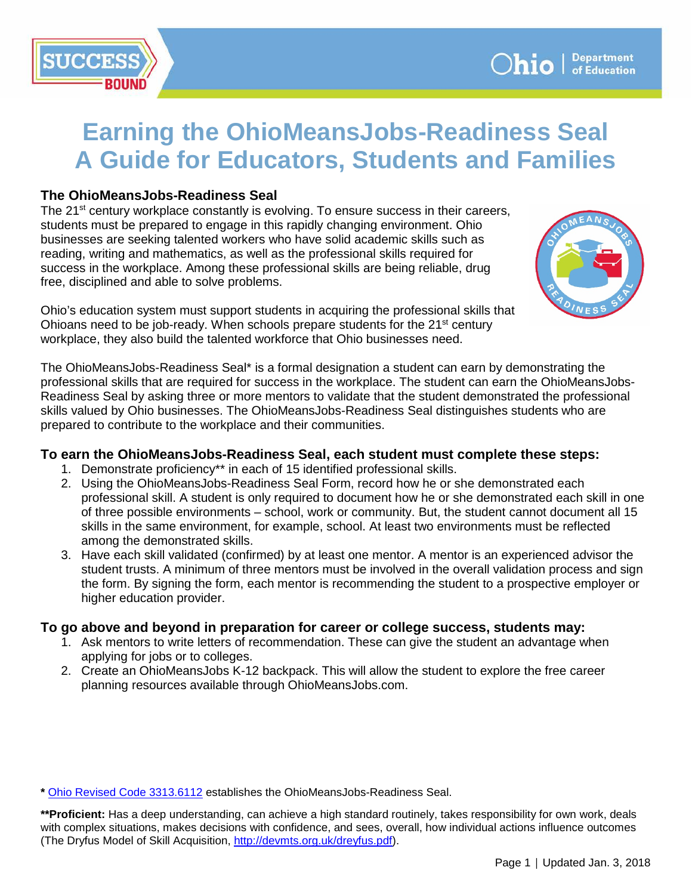# Earning the OhioMeansJobs-Readiness Seal
# A Guide for Educators, Students and Families

## The OhioMeansJobs-Readiness Seal

The 21st century workplace constantly is evolving. To ensure success in their careers, students must be prepared to engage in this rapidly changing environment. Ohio businesses are seeking talented workers who have solid academic skills such as reading, writing and mathematics, as well as the professional skills required for success in the workplace. Among these professional skills are being reliable, drug free, disciplined and able to solve problems.

Ohio's education system must support students in acquiring the professional skills that Ohioans need to be job-ready. When schools prepare students for the 21st century workplace, they also build the talented workforce that Ohio businesses need.

The OhioMeansJobs-Readiness Seal* is a formal designation a student can earn by demonstrating the professional skills that are required for success in the workplace. The student can earn the OhioMeansJobs-Readiness Seal by asking three or more mentors to validate that the student demonstrated the professional skills valued by Ohio businesses. The OhioMeansJobs-Readiness Seal distinguishes students who are prepared to contribute to the workplace and their communities.

### To earn the OhioMeansJobs-Readiness Seal, each student must complete these steps:

1. Demonstrate proficiency** in each of 15 identified professional skills.
2. Using the OhioMeansJobs-Readiness Seal Form, record how he or she demonstrated each professional skill. A student is only required to document how he or she demonstrated each skill in one of three possible environments – school, work or community. But, the student cannot document all 15 skills in the same environment, for example, school. At least two environments must be reflected among the demonstrated skills.
3. Have each skill validated (confirmed) by at least one mentor. A mentor is an experienced advisor the student trusts. A minimum of three mentors must be involved in the overall validation process and sign the form. By signing the form, each mentor is recommending the student to a prospective employer or higher education provider.

### To go above and beyond in preparation for career or college success, students may:

1. Ask mentors to write letters of recommendation. These can give the student an advantage when applying for jobs or to colleges.
2. Create an OhioMeansJobs K-12 backpack. This will allow the student to explore the free career planning resources available through OhioMeansJobs.com.

**\*** Ohio Revised Code 3313.6112 establishes the OhioMeansJobs-Readiness Seal.

****Proficient:** Has a deep understanding, can achieve a high standard routinely, takes responsibility for own work, deals with complex situations, makes decisions with confidence, and sees, overall, how individual actions influence outcomes (The Dryfus Model of Skill Acquisition, http://devmts.org.uk/dreyfus.pdf).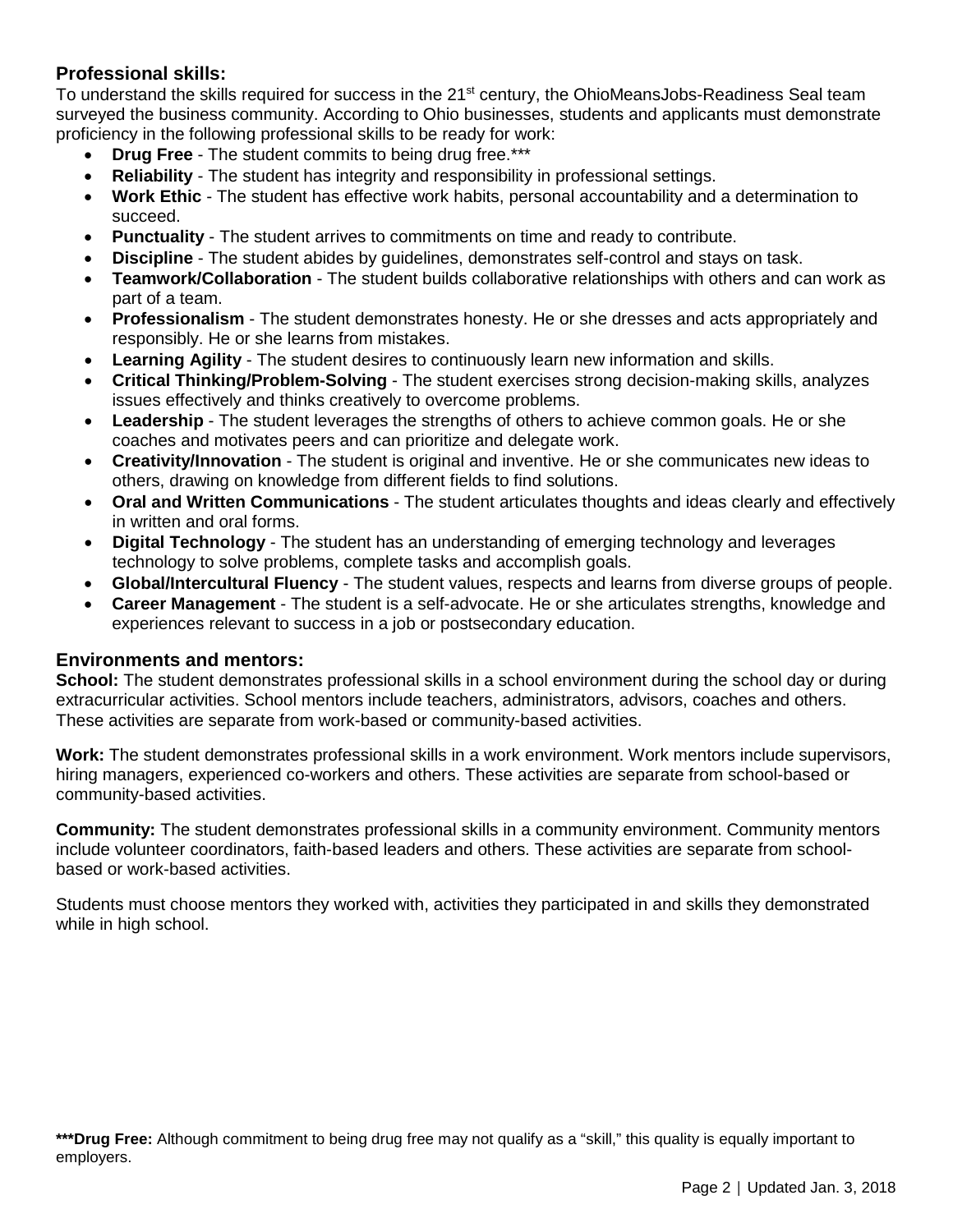## Professional skills:

To understand the skills required for success in the 21st century, the OhioMeansJobs-Readiness Seal team surveyed the business community. According to Ohio businesses, students and applicants must demonstrate proficiency in the following professional skills to be ready for work:

- **Drug Free** - The student commits to being drug free.***
- **Reliability** - The student has integrity and responsibility in professional settings.
- **Work Ethic** - The student has effective work habits, personal accountability and a determination to succeed.
- **Punctuality** - The student arrives to commitments on time and ready to contribute.
- **Discipline** - The student abides by guidelines, demonstrates self-control and stays on task.
- **Teamwork/Collaboration** - The student builds collaborative relationships with others and can work as part of a team.
- **Professionalism** - The student demonstrates honesty. He or she dresses and acts appropriately and responsibly. He or she learns from mistakes.
- **Learning Agility** - The student desires to continuously learn new information and skills.
- **Critical Thinking/Problem-Solving** - The student exercises strong decision-making skills, analyzes issues effectively and thinks creatively to overcome problems.
- **Leadership** - The student leverages the strengths of others to achieve common goals. He or she coaches and motivates peers and can prioritize and delegate work.
- **Creativity/Innovation** - The student is original and inventive. He or she communicates new ideas to others, drawing on knowledge from different fields to find solutions.
- **Oral and Written Communications** - The student articulates thoughts and ideas clearly and effectively in written and oral forms.
- **Digital Technology** - The student has an understanding of emerging technology and leverages technology to solve problems, complete tasks and accomplish goals.
- **Global/Intercultural Fluency** - The student values, respects and learns from diverse groups of people.
- **Career Management** - The student is a self-advocate. He or she articulates strengths, knowledge and experiences relevant to success in a job or postsecondary education.

## Environments and mentors:

**School:** The student demonstrates professional skills in a school environment during the school day or during extracurricular activities. School mentors include teachers, administrators, advisors, coaches and others. These activities are separate from work-based or community-based activities.

**Work:** The student demonstrates professional skills in a work environment. Work mentors include supervisors, hiring managers, experienced co-workers and others. These activities are separate from school-based or community-based activities.

**Community:** The student demonstrates professional skills in a community environment. Community mentors include volunteer coordinators, faith-based leaders and others. These activities are separate from school-based or work-based activities.

Students must choose mentors they worked with, activities they participated in and skills they demonstrated while in high school.

*****Drug Free:** Although commitment to being drug free may not qualify as a "skill," this quality is equally important to employers.